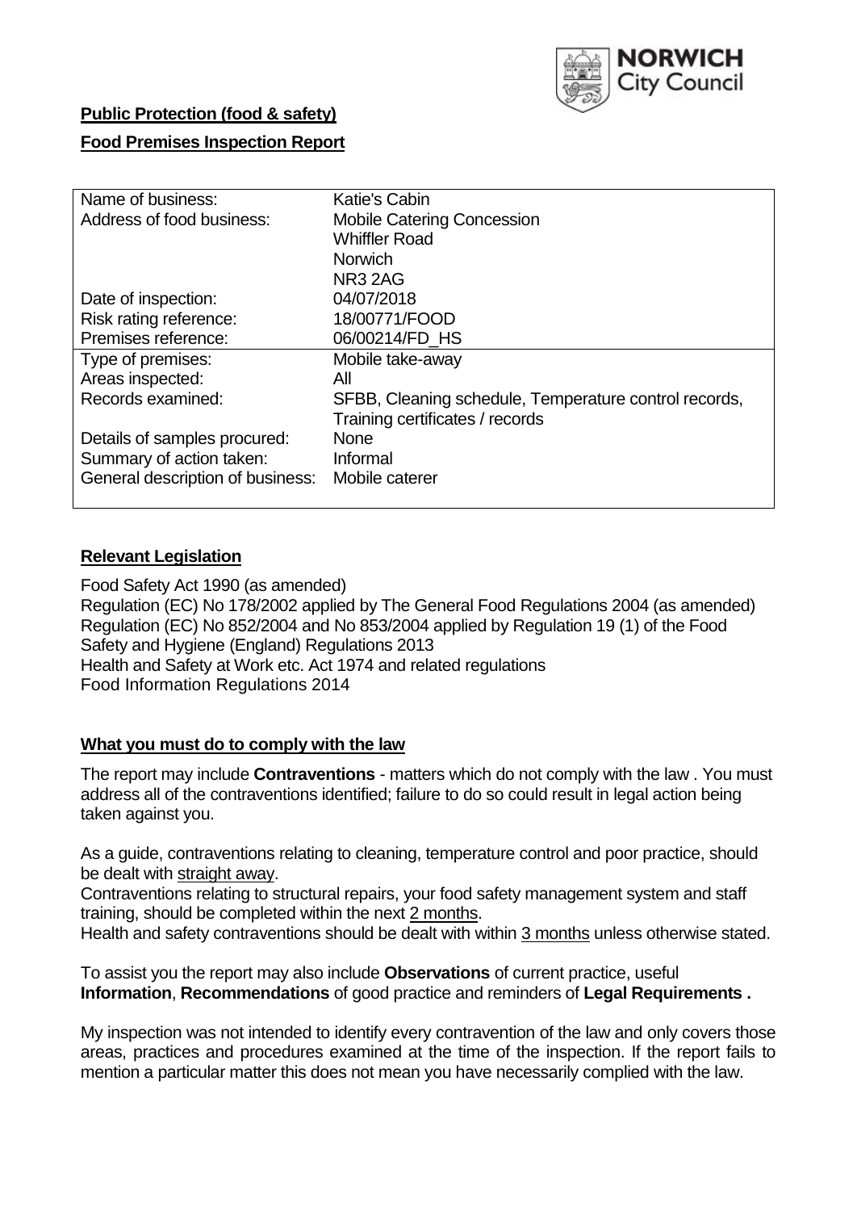NORWICH City Council

**Public Protection (food & safety)**

**Food Premises Inspection Report**

| | |
|---|---|
| Name of business: | Katie's Cabin |
| Address of food business: | Mobile Catering Concession<br>Whiffler Road<br>Norwich<br>NR3 2AG |
| Date of inspection: | 04/07/2018 |
| Risk rating reference: | 18/00771/FOOD |
| Premises reference: | 06/00214/FD_HS |
| Type of premises: | Mobile take-away |
| Areas inspected: | All |
| Records examined: | SFBB, Cleaning schedule, Temperature control records, Training certificates / records |
| Details of samples procured: | None |
| Summary of action taken: | Informal |
| General description of business: | Mobile caterer |

## Relevant Legislation

Food Safety Act 1990 (as amended)
Regulation (EC) No 178/2002 applied by The General Food Regulations 2004 (as amended)
Regulation (EC) No 852/2004 and No 853/2004 applied by Regulation 19 (1) of the Food Safety and Hygiene (England) Regulations 2013
Health and Safety at Work etc. Act 1974 and related regulations
Food Information Regulations 2014

## What you must do to comply with the law

The report may include **Contraventions** - matters which do not comply with the law . You must address all of the contraventions identified; failure to do so could result in legal action being taken against you.

As a guide, contraventions relating to cleaning, temperature control and poor practice, should be dealt with straight away.

Contraventions relating to structural repairs, your food safety management system and staff training, should be completed within the next 2 months.

Health and safety contraventions should be dealt with within 3 months unless otherwise stated.

To assist you the report may also include **Observations** of current practice, useful **Information**, **Recommendations** of good practice and reminders of **Legal Requirements .**

My inspection was not intended to identify every contravention of the law and only covers those areas, practices and procedures examined at the time of the inspection. If the report fails to mention a particular matter this does not mean you have necessarily complied with the law.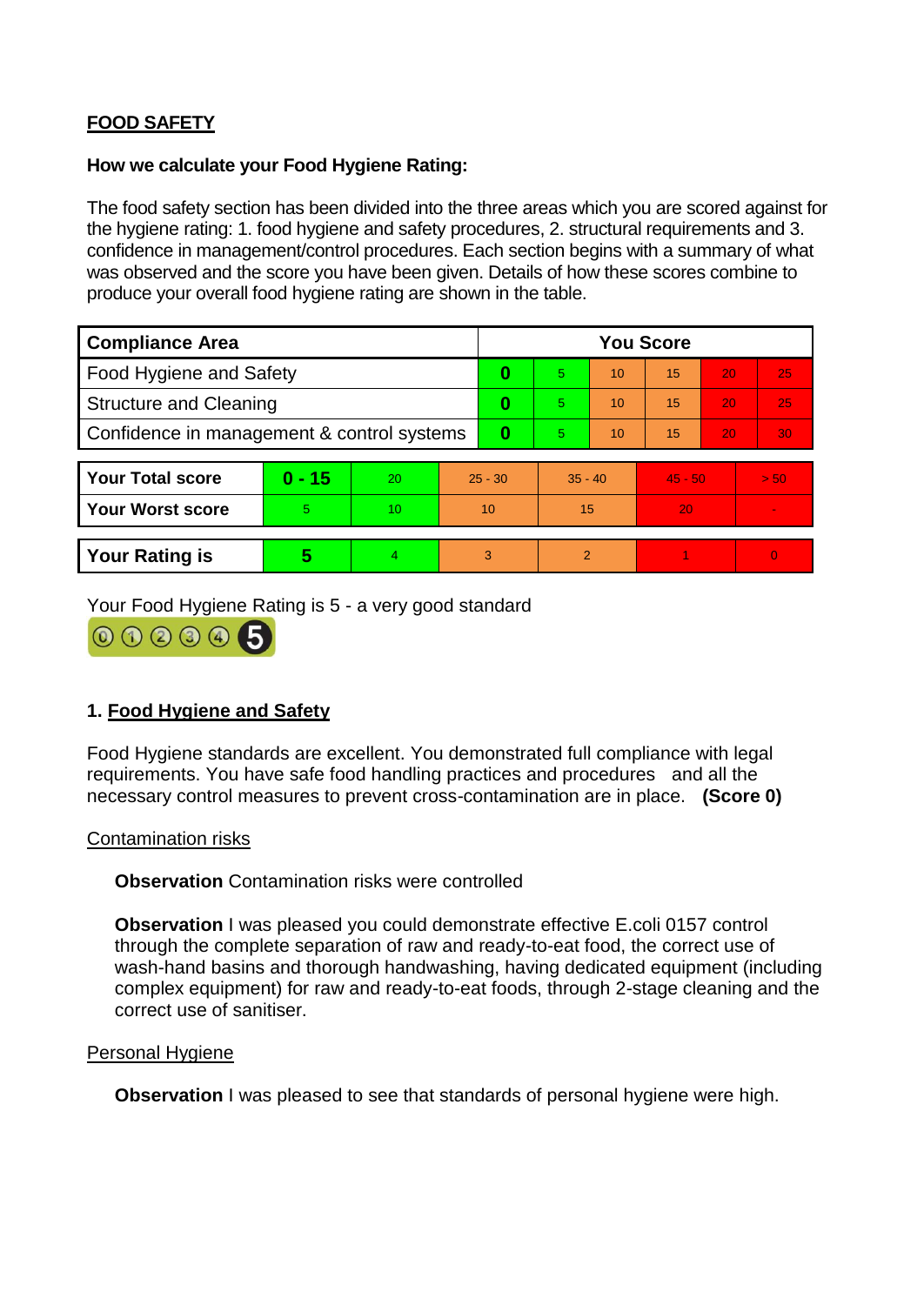## FOOD SAFETY

**How we calculate your Food Hygiene Rating:**

The food safety section has been divided into the three areas which you are scored against for the hygiene rating: 1. food hygiene and safety procedures, 2. structural requirements and 3. confidence in management/control procedures. Each section begins with a summary of what was observed and the score you have been given. Details of how these scores combine to produce your overall food hygiene rating are shown in the table.

| Compliance Area | You Score | | | | | |
|---|---|---|---|---|---|---|
| Food Hygiene and Safety | **0** | 5 | 10 | 15 | 20 | 25 |
| Structure and Cleaning | **0** | 5 | 10 | 15 | 20 | 25 |
| Confidence in management & control systems | **0** | 5 | 10 | 15 | 20 | 30 |

| | | | | | | |
|---|---|---|---|---|---|---|
| **Your Total score** | **0 - 15** | 20 | 25 - 30 | 35 - 40 | 45 - 50 | > 50 |
| **Your Worst score** | 5 | 10 | 10 | 15 | 20 | - |

| | | | | | | |
|---|---|---|---|---|---|---|
| **Your Rating is** | **5** | 4 | 3 | 2 | 1 | 0 |

Your Food Hygiene Rating is 5 - a very good standard

### 1. Food Hygiene and Safety

Food Hygiene standards are excellent. You demonstrated full compliance with legal requirements. You have safe food handling practices and procedures and all the necessary control measures to prevent cross-contamination are in place. **(Score 0)**

Contamination risks

**Observation** Contamination risks were controlled

**Observation** I was pleased you could demonstrate effective E.coli 0157 control through the complete separation of raw and ready-to-eat food, the correct use of wash-hand basins and thorough handwashing, having dedicated equipment (including complex equipment) for raw and ready-to-eat foods, through 2-stage cleaning and the correct use of sanitiser.

Personal Hygiene

**Observation** I was pleased to see that standards of personal hygiene were high.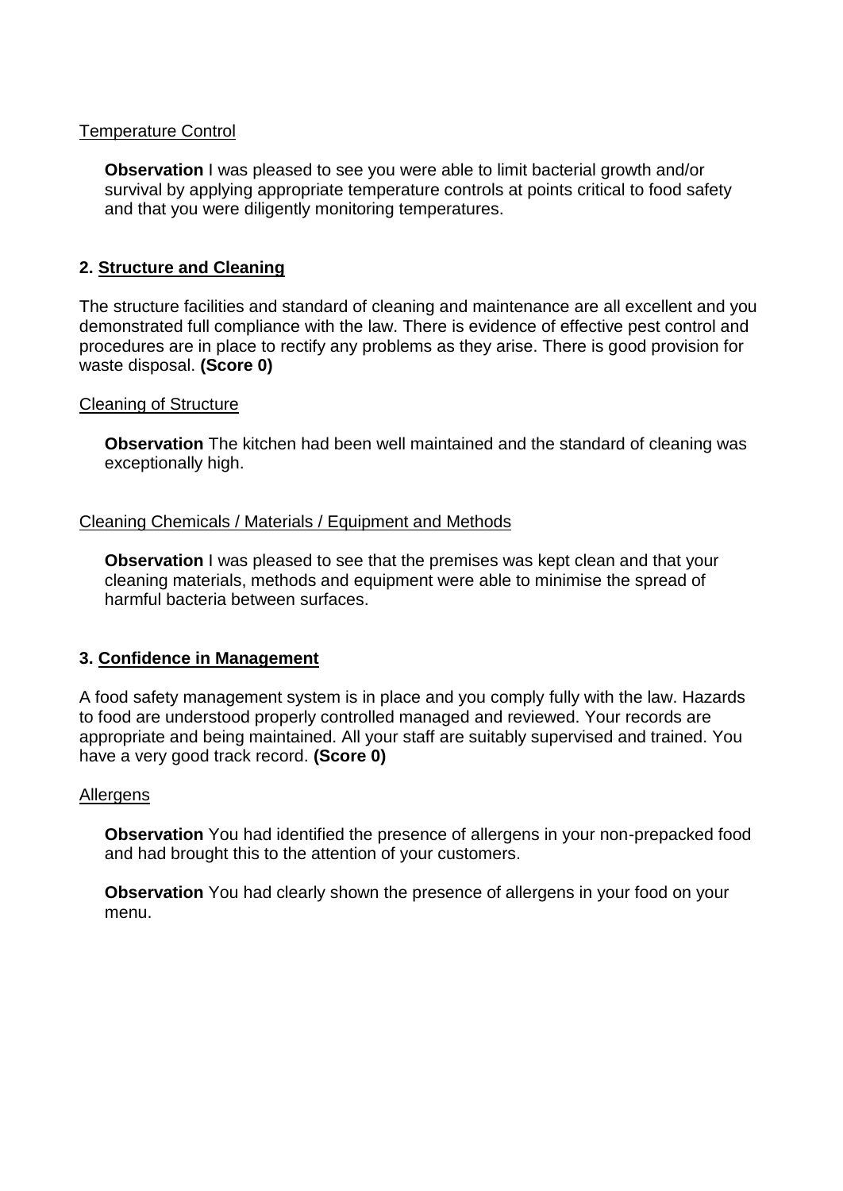Temperature Control

**Observation** I was pleased to see you were able to limit bacterial growth and/or survival by applying appropriate temperature controls at points critical to food safety and that you were diligently monitoring temperatures.

## 2. Structure and Cleaning

The structure facilities and standard of cleaning and maintenance are all excellent and you demonstrated full compliance with the law. There is evidence of effective pest control and procedures are in place to rectify any problems as they arise. There is good provision for waste disposal. **(Score 0)**

Cleaning of Structure

**Observation** The kitchen had been well maintained and the standard of cleaning was exceptionally high.

Cleaning Chemicals / Materials / Equipment and Methods

**Observation** I was pleased to see that the premises was kept clean and that your cleaning materials, methods and equipment were able to minimise the spread of harmful bacteria between surfaces.

## 3. Confidence in Management

A food safety management system is in place and you comply fully with the law. Hazards to food are understood properly controlled managed and reviewed. Your records are appropriate and being maintained. All your staff are suitably supervised and trained. You have a very good track record. **(Score 0)**

Allergens

**Observation** You had identified the presence of allergens in your non-prepacked food and had brought this to the attention of your customers.

**Observation** You had clearly shown the presence of allergens in your food on your menu.